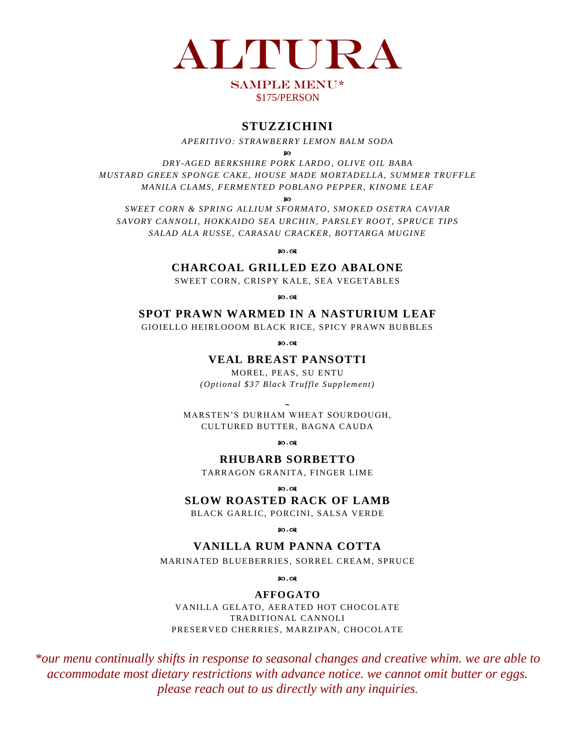# ALTURA

## SAMPLE MENU*

$175/PERSON

### STUZZICHINI

*APERITIVO: STRAWBERRY LEMON BALM SODA*

℘

*DRY-AGED BERKSHIRE PORK LARDO, OLIVE OIL BABA*
*MUSTARD GREEN SPONGE CAKE, HOUSE MADE MORTADELLA, SUMMER TRUFFLE*
*MANILA CLAMS, FERMENTED POBLANO PEPPER, KINOME LEAF*

℘

*SWEET CORN & SPRING ALLIUM SFORMATO, SMOKED OSETRA CAVIAR*
*SAVORY CANNOLI, HOKKAIDO SEA URCHIN, PARSLEY ROOT, SPRUCE TIPS*
*SALAD ALA RUSSE, CARASAU CRACKER, BOTTARGA MUGINE*

℘.☙

### CHARCOAL GRILLED EZO ABALONE

SWEET CORN, CRISPY KALE, SEA VEGETABLES

℘.☙

### SPOT PRAWN WARMED IN A NASTURIUM LEAF

GIOIELLO HEIRLOOOM BLACK RICE, SPICY PRAWN BUBBLES

℘.☙

### VEAL BREAST PANSOTTI

MOREL, PEAS, SU ENTU
*(Optional $37 Black Truffle Supplement)*

~

MARSTEN'S DURHAM WHEAT SOURDOUGH,
CULTURED BUTTER, BAGNA CAUDA

℘.☙

### RHUBARB SORBETTO

TARRAGON GRANITA, FINGER LIME

℘.☙

### SLOW ROASTED RACK OF LAMB

BLACK GARLIC, PORCINI, SALSA VERDE

℘.☙

### VANILLA RUM PANNA COTTA

MARINATED BLUEBERRIES, SORREL CREAM, SPRUCE

℘.☙

### AFFOGATO

VANILLA GELATO, AERATED HOT CHOCOLATE
TRADITIONAL CANNOLI
PRESERVED CHERRIES, MARZIPAN, CHOCOLATE

*\*our menu continually shifts in response to seasonal changes and creative whim. we are able to accommodate most dietary restrictions with advance notice. we cannot omit butter or eggs. please reach out to us directly with any inquiries.*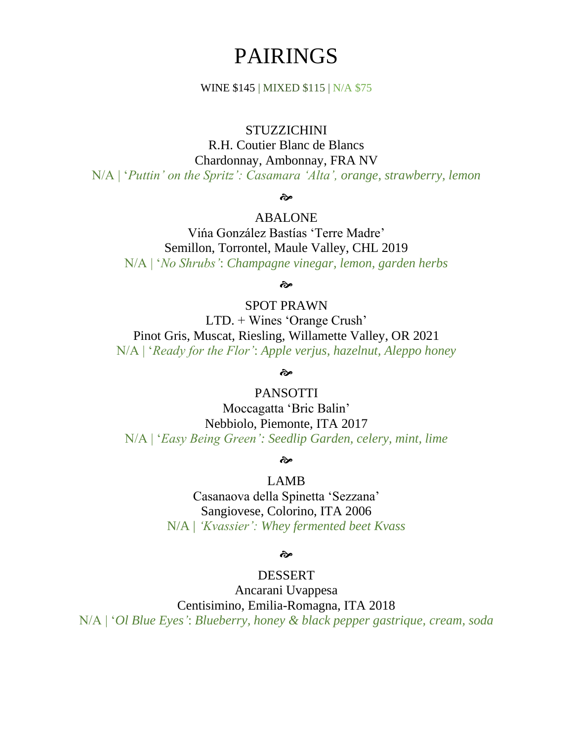# PAIRINGS

WINE $145 | MIXED $115 | N/A $75

STUZZICHINI
R.H. Coutier Blanc de Blancs
Chardonnay, Ambonnay, FRA NV
N/A | '*Puttin' on the Spritz': Casamara 'Alta', orange, strawberry, lemon*

ABALONE
Viña González Bastías 'Terre Madre'
Semillon, Torrontel, Maule Valley, CHL 2019
N/A | '*No Shrubs'*: *Champagne vinegar, lemon, garden herbs*

SPOT PRAWN
LTD. + Wines 'Orange Crush'
Pinot Gris, Muscat, Riesling, Willamette Valley, OR 2021
N/A | '*Ready for the Flor'*: *Apple verjus, hazelnut, Aleppo honey*

PANSOTTI
Moccagatta 'Bric Balin'
Nebbiolo, Piemonte, ITA 2017
N/A | '*Easy Being Green': Seedlip Garden, celery, mint, lime*

LAMB
Casanaova della Spinetta 'Sezzana'
Sangiovese, Colorino, ITA 2006
N/A | *'Kvassier': Whey fermented beet Kvass*

DESSERT
Ancarani Uvappesa
Centisimino, Emilia-Romagna, ITA 2018
N/A | '*Ol Blue Eyes'*: *Blueberry, honey & black pepper gastrique, cream, soda*